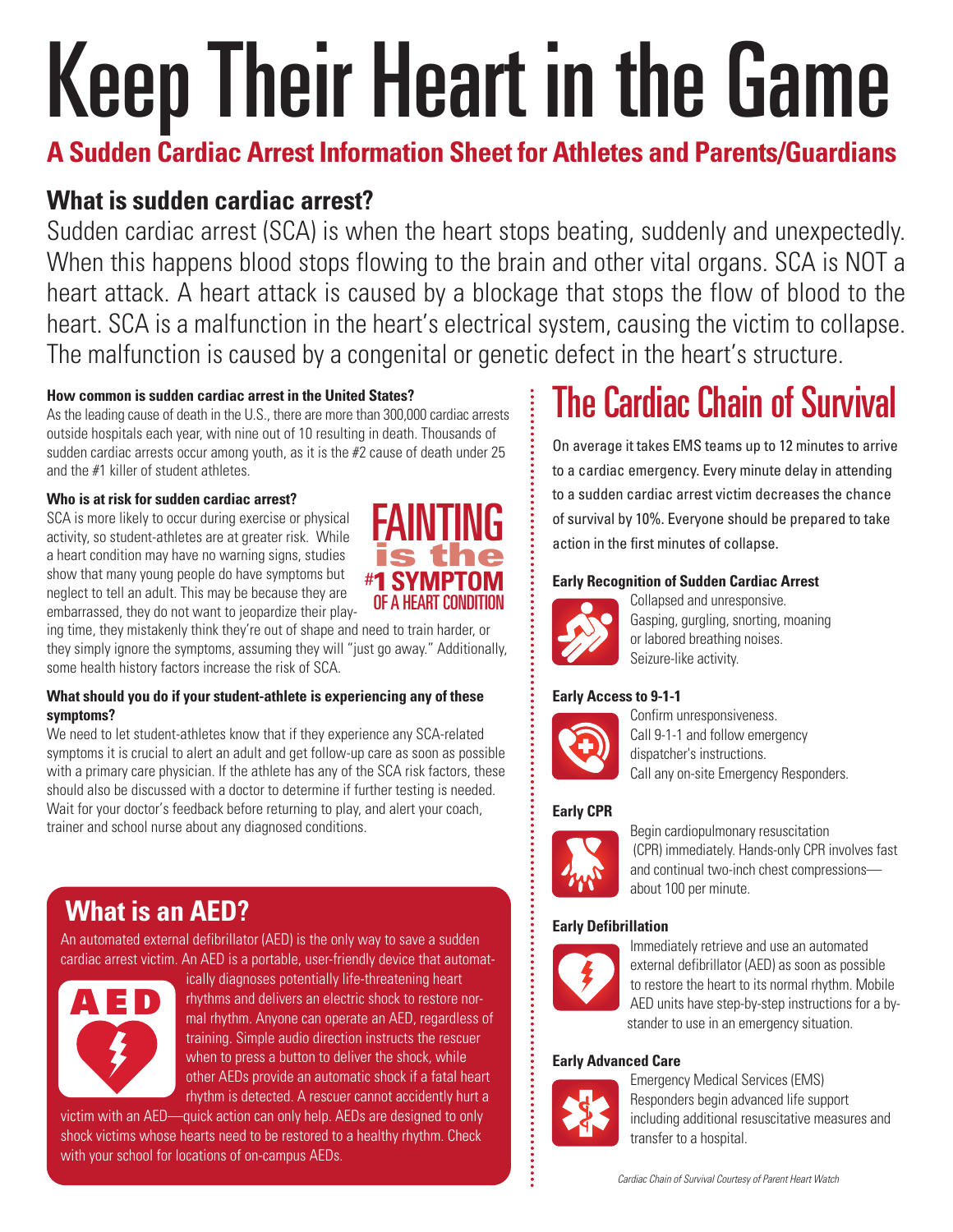# Keep Their Heart in the Game

## A Sudden Cardiac Arrest Information Sheet for Athletes and Parents/Guardians

### What is sudden cardiac arrest?

Sudden cardiac arrest (SCA) is when the heart stops beating, suddenly and unexpectedly. When this happens blood stops flowing to the brain and other vital organs. SCA is NOT a heart attack. A heart attack is caused by a blockage that stops the flow of blood to the heart. SCA is a malfunction in the heart's electrical system, causing the victim to collapse. The malfunction is caused by a congenital or genetic defect in the heart's structure.

**How common is sudden cardiac arrest in the United States?**

As the leading cause of death in the U.S., there are more than 300,000 cardiac arrests outside hospitals each year, with nine out of 10 resulting in death. Thousands of sudden cardiac arrests occur among youth, as it is the #2 cause of death under 25 and the #1 killer of student athletes.

**Who is at risk for sudden cardiac arrest?**

SCA is more likely to occur during exercise or physical activity, so student-athletes are at greater risk. While a heart condition may have no warning signs, studies show that many young people do have symptoms but neglect to tell an adult. This may be because they are embarrassed, they do not want to jeopardize their playing time, they mistakenly think they're out of shape and need to train harder, or they simply ignore the symptoms, assuming they will "just go away." Additionally, some health history factors increase the risk of SCA.

**FAINTING is the #1 SYMPTOM OF A HEART CONDITION**

**What should you do if your student-athlete is experiencing any of these symptoms?**

We need to let student-athletes know that if they experience any SCA-related symptoms it is crucial to alert an adult and get follow-up care as soon as possible with a primary care physician. If the athlete has any of the SCA risk factors, these should also be discussed with a doctor to determine if further testing is needed. Wait for your doctor's feedback before returning to play, and alert your coach, trainer and school nurse about any diagnosed conditions.

## What is an AED?

An automated external defibrillator (AED) is the only way to save a sudden cardiac arrest victim. An AED is a portable, user-friendly device that automatically diagnoses potentially life-threatening heart rhythms and delivers an electric shock to restore normal rhythm. Anyone can operate an AED, regardless of training. Simple audio direction instructs the rescuer when to press a button to deliver the shock, while other AEDs provide an automatic shock if a fatal heart rhythm is detected. A rescuer cannot accidently hurt a victim with an AED—quick action can only help. AEDs are designed to only shock victims whose hearts need to be restored to a healthy rhythm. Check with your school for locations of on-campus AEDs.

## The Cardiac Chain of Survival

On average it takes EMS teams up to 12 minutes to arrive to a cardiac emergency. Every minute delay in attending to a sudden cardiac arrest victim decreases the chance of survival by 10%. Everyone should be prepared to take action in the first minutes of collapse.

**Early Recognition of Sudden Cardiac Arrest**

Collapsed and unresponsive.
Gasping, gurgling, snorting, moaning or labored breathing noises.
Seizure-like activity.

**Early Access to 9-1-1**

Confirm unresponsiveness.
Call 9-1-1 and follow emergency dispatcher's instructions.
Call any on-site Emergency Responders.

**Early CPR**

Begin cardiopulmonary resuscitation (CPR) immediately. Hands-only CPR involves fast and continual two-inch chest compressions—about 100 per minute.

**Early Defibrillation**

Immediately retrieve and use an automated external defibrillator (AED) as soon as possible to restore the heart to its normal rhythm. Mobile AED units have step-by-step instructions for a bystander to use in an emergency situation.

**Early Advanced Care**

Emergency Medical Services (EMS) Responders begin advanced life support including additional resuscitative measures and transfer to a hospital.

*Cardiac Chain of Survival Courtesy of Parent Heart Watch*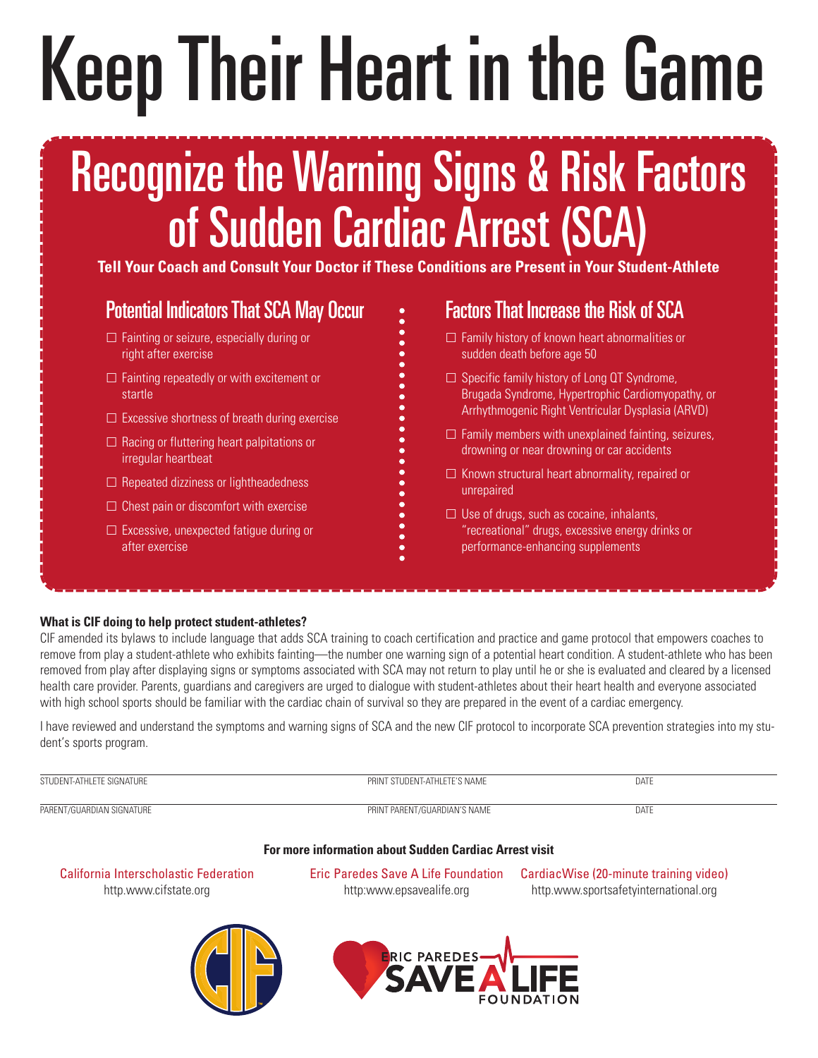# Keep Their Heart in the Game

## Recognize the Warning Signs & Risk Factors of Sudden Cardiac Arrest (SCA)

**Tell Your Coach and Consult Your Doctor if These Conditions are Present in Your Student-Athlete**

### Potential Indicators That SCA May Occur

- ☐ Fainting or seizure, especially during or right after exercise
- ☐ Fainting repeatedly or with excitement or startle
- ☐ Excessive shortness of breath during exercise
- ☐ Racing or fluttering heart palpitations or irregular heartbeat
- ☐ Repeated dizziness or lightheadedness
- ☐ Chest pain or discomfort with exercise
- ☐ Excessive, unexpected fatigue during or after exercise

### Factors That Increase the Risk of SCA

- ☐ Family history of known heart abnormalities or sudden death before age 50
- ☐ Specific family history of Long QT Syndrome, Brugada Syndrome, Hypertrophic Cardiomyopathy, or Arrhythmogenic Right Ventricular Dysplasia (ARVD)
- ☐ Family members with unexplained fainting, seizures, drowning or near drowning or car accidents
- ☐ Known structural heart abnormality, repaired or unrepaired
- ☐ Use of drugs, such as cocaine, inhalants, "recreational" drugs, excessive energy drinks or performance-enhancing supplements

**What is CIF doing to help protect student-athletes?**

CIF amended its bylaws to include language that adds SCA training to coach certification and practice and game protocol that empowers coaches to remove from play a student-athlete who exhibits fainting—the number one warning sign of a potential heart condition. A student-athlete who has been removed from play after displaying signs or symptoms associated with SCA may not return to play until he or she is evaluated and cleared by a licensed health care provider. Parents, guardians and caregivers are urged to dialogue with student-athletes about their heart health and everyone associated with high school sports should be familiar with the cardiac chain of survival so they are prepared in the event of a cardiac emergency.

I have reviewed and understand the symptoms and warning signs of SCA and the new CIF protocol to incorporate SCA prevention strategies into my student's sports program.

STUDENT-ATHLETE SIGNATURE　　PRINT STUDENT-ATHLETE'S NAME　　DATE

PARENT/GUARDIAN SIGNATURE　　PRINT PARENT/GUARDIAN'S NAME　　DATE

**For more information about Sudden Cardiac Arrest visit**

California Interscholastic Federation
http.www.cifstate.org

Eric Paredes Save A Life Foundation
http:www.epsavealife.org

CardiacWise (20-minute training video)
http.www.sportsafetyinternational.org

CIF

ERIC PAREDES SAVE A LIFE FOUNDATION